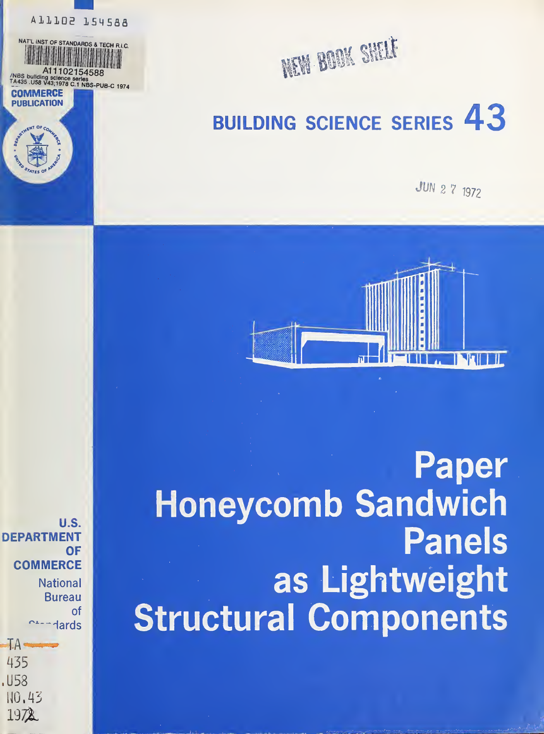A11102 154588

NAT'L INST OF STANDARDS & TECH R.I.C.

A11102154588

/NBS building science series
TA435 .U58 V43;1978 C.1 NBS-PUB-C 1974

COMMERCE PUBLICATION

NEW BOOK SHELF

# BUILDING SCIENCE SERIES 43

JUN 27 1972

# Paper Honeycomb Sandwich Panels as Lightweight Structural Components

U.S. DEPARTMENT OF COMMERCE
National Bureau of Standards

TA
435
.U58
NO.43
1972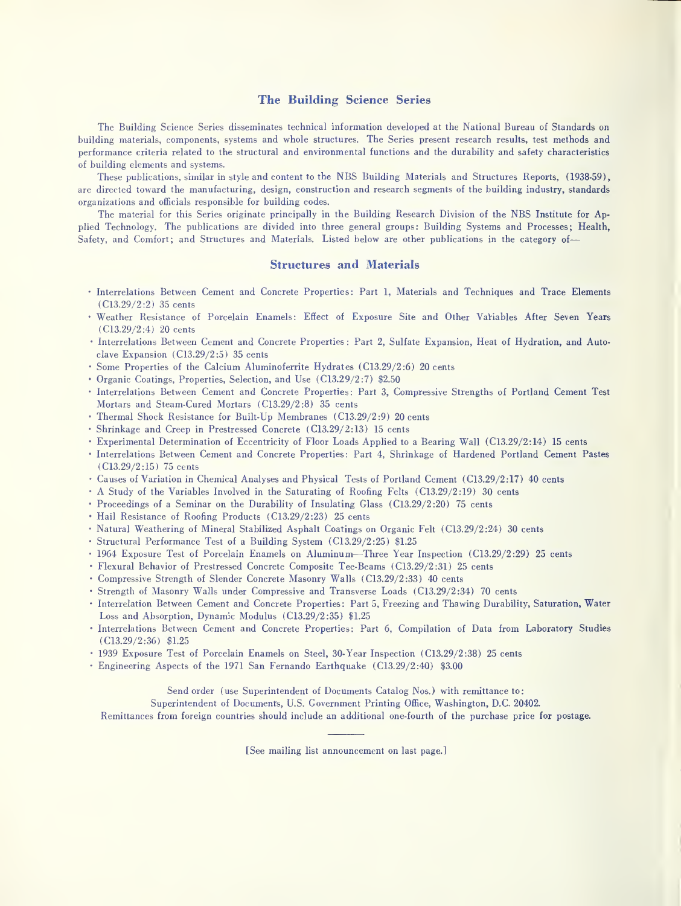## The Building Science Series

The Building Science Series disseminates technical information developed at the National Bureau of Standards on building materials, components, systems and whole structures. The Series present research results, test methods and performance criteria related to the structural and environmental functions and the durability and safety characteristics of building elements and systems.

These publications, similar in style and content to the NBS Building Materials and Structures Reports, (1938-59), are directed toward the manufacturing, design, construction and research segments of the building industry, standards organizations and officials responsible for building codes.

The material for this Series originate principally in the Building Research Division of the NBS Institute for Applied Technology. The publications are divided into three general groups: Building Systems and Processes; Health, Safety, and Comfort; and Structures and Materials. Listed below are other publications in the category of—

### Structures and Materials

- Interrelations Between Cement and Concrete Properties: Part 1, Materials and Techniques and Trace Elements (C13.29/2:2) 35 cents
- Weather Resistance of Porcelain Enamels: Effect of Exposure Site and Other Variables After Seven Years (C13.29/2:4) 20 cents
- Interrelations Between Cement and Concrete Properties: Part 2, Sulfate Expansion, Heat of Hydration, and Autoclave Expansion (C13.29/2:5) 35 cents
- Some Properties of the Calcium Aluminoferrite Hydrates (C13.29/2:6) 20 cents
- Organic Coatings, Properties, Selection, and Use (C13.29/2:7) $2.50
- Interrelations Between Cement and Concrete Properties: Part 3, Compressive Strengths of Portland Cement Test Mortars and Steam-Cured Mortars (C13.29/2:8) 35 cents
- Thermal Shock Resistance for Built-Up Membranes (C13.29/2:9) 20 cents
- Shrinkage and Creep in Prestressed Concrete (C13.29/2:13) 15 cents
- Experimental Determination of Eccentricity of Floor Loads Applied to a Bearing Wall (C13.29/2:14) 15 cents
- Interrelations Between Cement and Concrete Properties: Part 4, Shrinkage of Hardened Portland Cement Pastes (C13.29/2:15) 75 cents
- Causes of Variation in Chemical Analyses and Physical Tests of Portland Cement (C13.29/2:17) 40 cents
- A Study of the Variables Involved in the Saturating of Roofing Felts (C13.29/2:19) 30 cents
- Proceedings of a Seminar on the Durability of Insulating Glass (C13.29/2:20) 75 cents
- Hail Resistance of Roofing Products (C13.29/2:23) 25 cents
- Natural Weathering of Mineral Stabilized Asphalt Coatings on Organic Felt (C13.29/2:24) 30 cents
- Structural Performance Test of a Building System (C13.29/2:25) $1.25
- 1964 Exposure Test of Porcelain Enamels on Aluminum—Three Year Inspection (C13.29/2:29) 25 cents
- Flexural Behavior of Prestressed Concrete Composite Tee-Beams (C13.29/2:31) 25 cents
- Compressive Strength of Slender Concrete Masonry Walls (C13.29/2:33) 40 cents
- Strength of Masonry Walls under Compressive and Transverse Loads (C13.29/2:34) 70 cents
- Interrelation Between Cement and Concrete Properties: Part 5, Freezing and Thawing Durability, Saturation, Water Loss and Absorption, Dynamic Modulus (C13.29/2:35) $1.25
- Interrelations Between Cement and Concrete Properties: Part 6, Compilation of Data from Laboratory Studies (C13.29/2:36) $1.25
- 1939 Exposure Test of Porcelain Enamels on Steel, 30-Year Inspection (C13.29/2:38) 25 cents
- Engineering Aspects of the 1971 San Fernando Earthquake (C13.29/2:40) $3.00

Send order (use Superintendent of Documents Catalog Nos.) with remittance to:
Superintendent of Documents, U.S. Government Printing Office, Washington, D.C. 20402.
Remittances from foreign countries should include an additional one-fourth of the purchase price for postage.

[See mailing list announcement on last page.]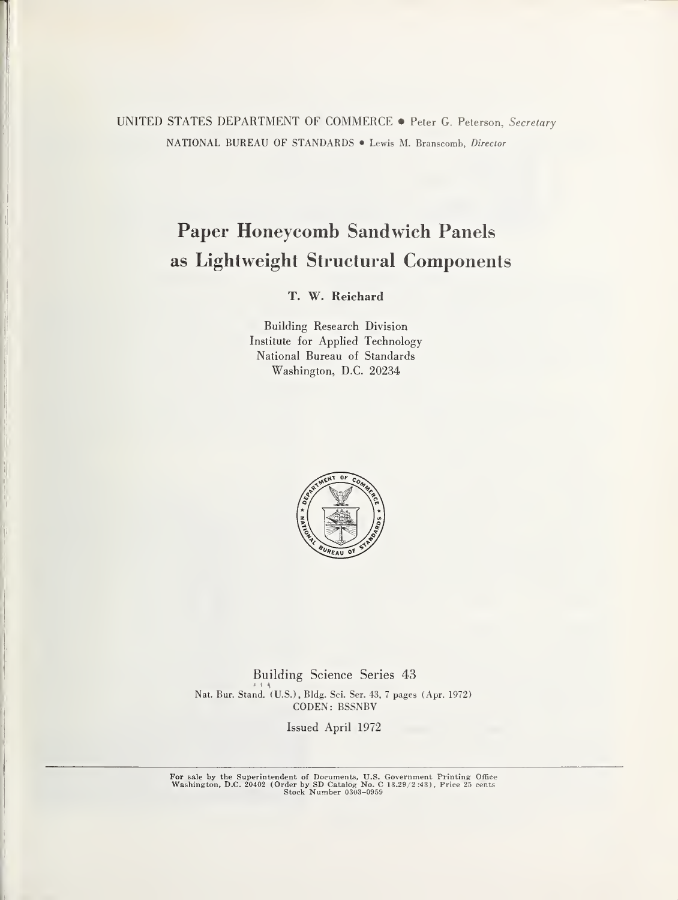UNITED STATES DEPARTMENT OF COMMERCE • Peter G. Peterson, *Secretary*

NATIONAL BUREAU OF STANDARDS • Lewis M. Branscomb, *Director*

# Paper Honeycomb Sandwich Panels as Lightweight Structural Components

**T. W. Reichard**

Building Research Division
Institute for Applied Technology
National Bureau of Standards
Washington, D.C. 20234

Building Science Series 43

Nat. Bur. Stand. (U.S.), Bldg. Sci. Ser. 43, 7 pages (Apr. 1972)
CODEN: BSSNBV

Issued April 1972

For sale by the Superintendent of Documents, U.S. Government Printing Office
Washington, D.C. 20402 (Order by SD Catalog No. C 13.29/2:43), Price 25 cents
Stock Number 0303-0959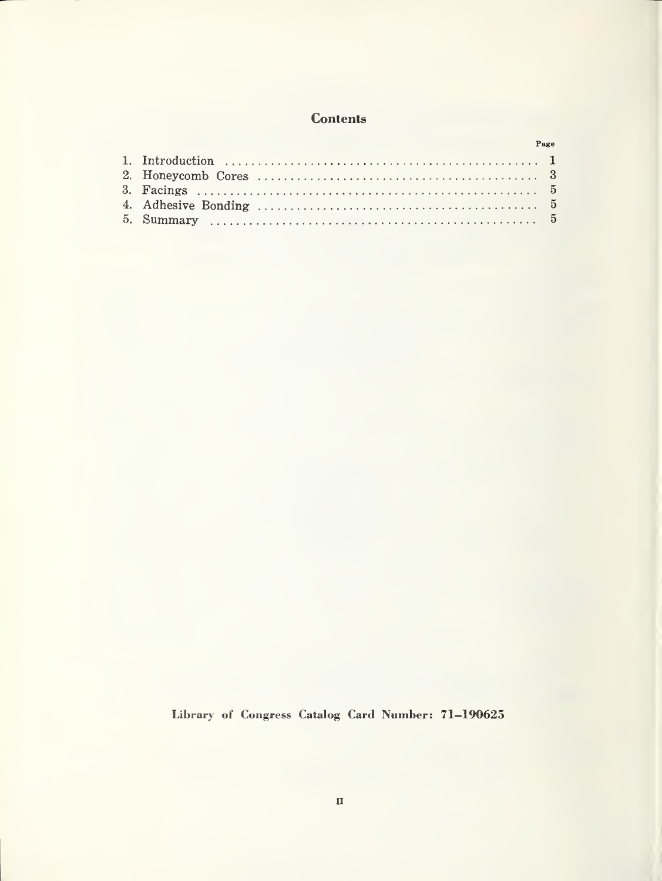# Contents

| | Page |
|---|---|
| 1. Introduction | 1 |
| 2. Honeycomb Cores | 3 |
| 3. Facings | 5 |
| 4. Adhesive Bonding | 5 |
| 5. Summary | 5 |

**Library of Congress Catalog Card Number: 71–190625**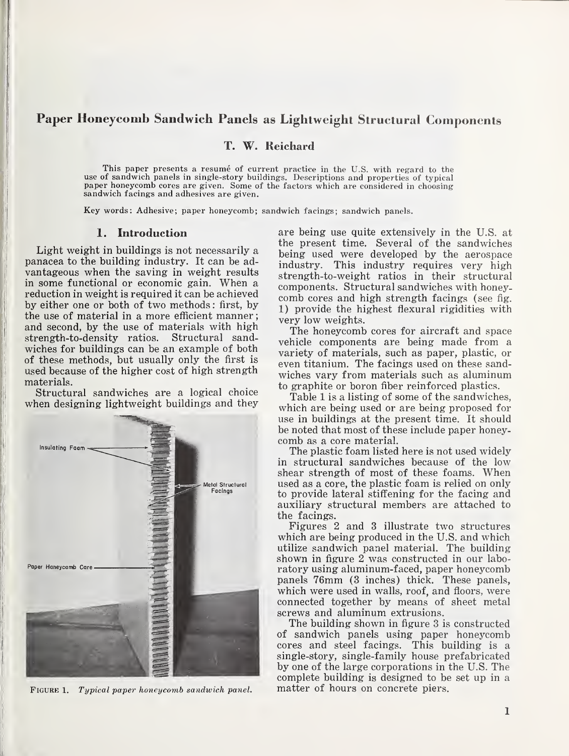# Paper Honeycomb Sandwich Panels as Lightweight Structural Components

## T. W. Reichard

This paper presents a resumé of current practice in the U.S. with regard to the use of sandwich panels in single-story buildings. Descriptions and properties of typical paper honeycomb cores are given. Some of the factors which are considered in choosing sandwich facings and adhesives are given.

Key words: Adhesive; paper honeycomb; sandwich facings; sandwich panels.

## 1. Introduction

Light weight in buildings is not necessarily a panacea to the building industry. It can be advantageous when the saving in weight results in some functional or economic gain. When a reduction in weight is required it can be achieved by either one or both of two methods: first, by the use of material in a more efficient manner; and second, by the use of materials with high strength-to-density ratios. Structural sandwiches for buildings can be an example of both of these methods, but usually only the first is used because of the higher cost of high strength materials.

Structural sandwiches are a logical choice when designing lightweight buildings and they are being use quite extensively in the U.S. at the present time. Several of the sandwiches being used were developed by the aerospace industry. This industry requires very high strength-to-weight ratios in their structural components. Structural sandwiches with honeycomb cores and high strength facings (see fig. 1) provide the highest flexural rigidities with very low weights.

FIGURE 1. *Typical paper honeycomb sandwich panel.*

The honeycomb cores for aircraft and space vehicle components are being made from a variety of materials, such as paper, plastic, or even titanium. The facings used on these sandwiches vary from materials such as aluminum to graphite or boron fiber reinforced plastics.

Table 1 is a listing of some of the sandwiches, which are being used or are being proposed for use in buildings at the present time. It should be noted that most of these include paper honeycomb as a core material.

The plastic foam listed here is not used widely in structural sandwiches because of the low shear strength of most of these foams. When used as a core, the plastic foam is relied on only to provide lateral stiffening for the facing and auxiliary structural members are attached to the facings.

Figures 2 and 3 illustrate two structures which are being produced in the U.S. and which utilize sandwich panel material. The building shown in figure 2 was constructed in our laboratory using aluminum-faced, paper honeycomb panels 76mm (3 inches) thick. These panels, which were used in walls, roof, and floors, were connected together by means of sheet metal screws and aluminum extrusions.

The building shown in figure 3 is constructed of sandwich panels using paper honeycomb cores and steel facings. This building is a single-story, single-family house prefabricated by one of the large corporations in the U.S. The complete building is designed to be set up in a matter of hours on concrete piers.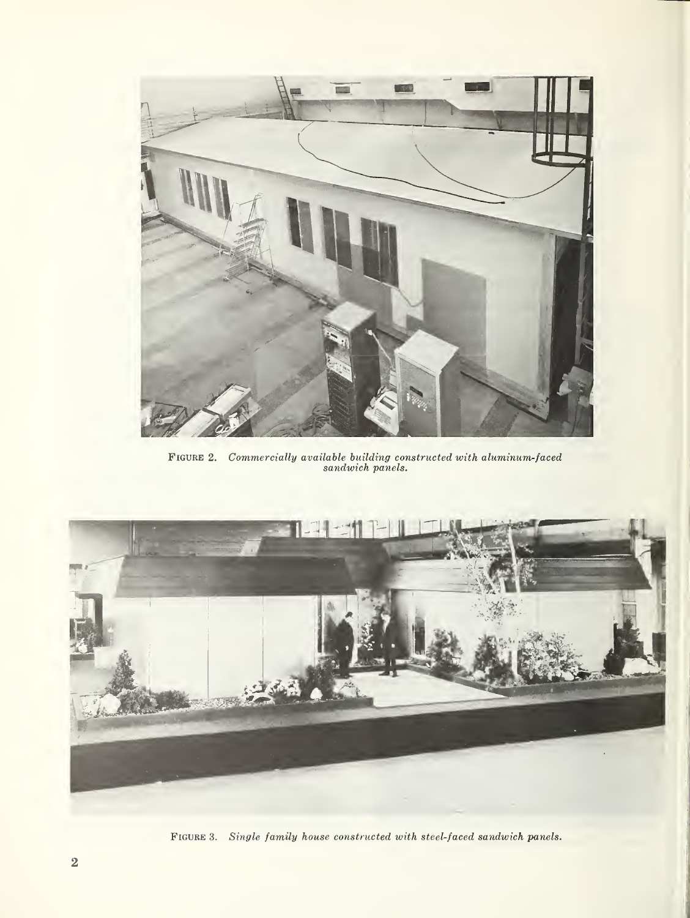Figure 2. *Commercially available building constructed with aluminum-faced sandwich panels.*

Figure 3. *Single family house constructed with steel-faced sandwich panels.*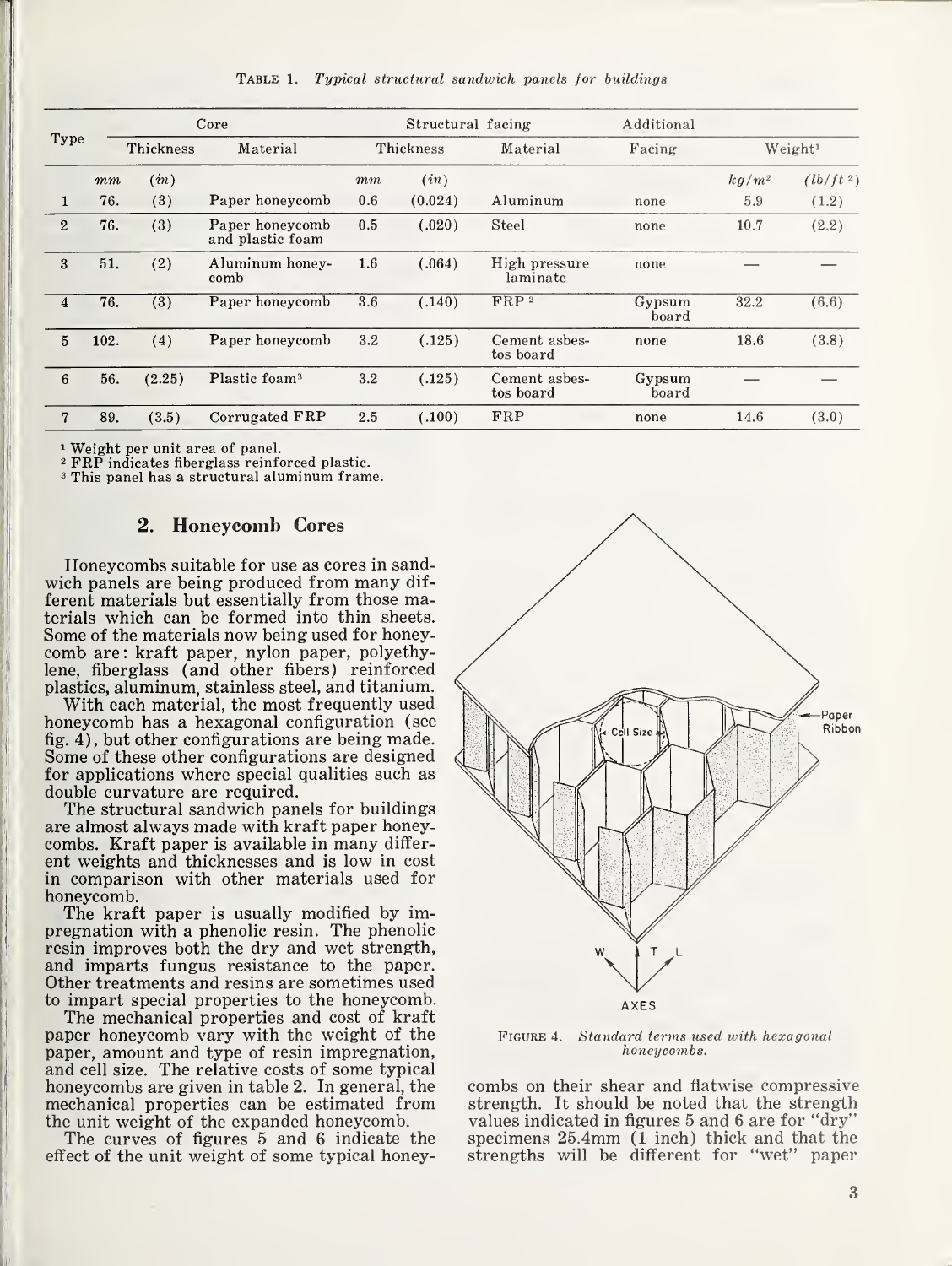TABLE 1. *Typical structural sandwich panels for buildings*

| Type | Core | | | Structural facing | | | Additional | | |
|---|---|---|---|---|---|---|---|---|---|
| | Thickness | | Material | Thickness | | Material | Facing | Weight[1] | |
| | *mm* | *(in)* | | *mm* | *(in)* | | | *kg/m²* | *(lb/ft²)* |
| 1 | 76. | (3) | Paper honeycomb | 0.6 | (0.024) | Aluminum | none | 5.9 | (1.2) |
| 2 | 76. | (3) | Paper honeycomb and plastic foam | 0.5 | (.020) | Steel | none | 10.7 | (2.2) |
| 3 | 51. | (2) | Aluminum honeycomb | 1.6 | (.064) | High pressure laminate | none | — | — |
| 4 | 76. | (3) | Paper honeycomb | 3.6 | (.140) | FRP[2] | Gypsum board | 32.2 | (6.6) |
| 5 | 102. | (4) | Paper honeycomb | 3.2 | (.125) | Cement asbestos board | none | 18.6 | (3.8) |
| 6 | 56. | (2.25) | Plastic foam[3] | 3.2 | (.125) | Cement asbestos board | Gypsum board | — | — |
| 7 | 89. | (3.5) | Corrugated FRP | 2.5 | (.100) | FRP | none | 14.6 | (3.0) |

[1] Weight per unit area of panel.
[2] FRP indicates fiberglass reinforced plastic.
[3] This panel has a structural aluminum frame.

## 2. Honeycomb Cores

Honeycombs suitable for use as cores in sandwich panels are being produced from many different materials but essentially from those materials which can be formed into thin sheets. Some of the materials now being used for honeycomb are: kraft paper, nylon paper, polyethylene, fiberglass (and other fibers) reinforced plastics, aluminum, stainless steel, and titanium.

With each material, the most frequently used honeycomb has a hexagonal configuration (see fig. 4), but other configurations are being made. Some of these other configurations are designed for applications where special qualities such as double curvature are required.

The structural sandwich panels for buildings are almost always made with kraft paper honeycombs. Kraft paper is available in many different weights and thicknesses and is low in cost in comparison with other materials used for honeycomb.

The kraft paper is usually modified by impregnation with a phenolic resin. The phenolic resin improves both the dry and wet strength, and imparts fungus resistance to the paper. Other treatments and resins are sometimes used to impart special properties to the honeycomb.

The mechanical properties and cost of kraft paper honeycomb vary with the weight of the paper, amount and type of resin impregnation, and cell size. The relative costs of some typical honeycombs are given in table 2. In general, the mechanical properties can be estimated from the unit weight of the expanded honeycomb.

The curves of figures 5 and 6 indicate the effect of the unit weight of some typical honeycombs on their shear and flatwise compressive strength. It should be noted that the strength values indicated in figures 5 and 6 are for "dry" specimens 25.4mm (1 inch) thick and that the strengths will be different for "wet" paper

FIGURE 4. *Standard terms used with hexagonal honeycombs.*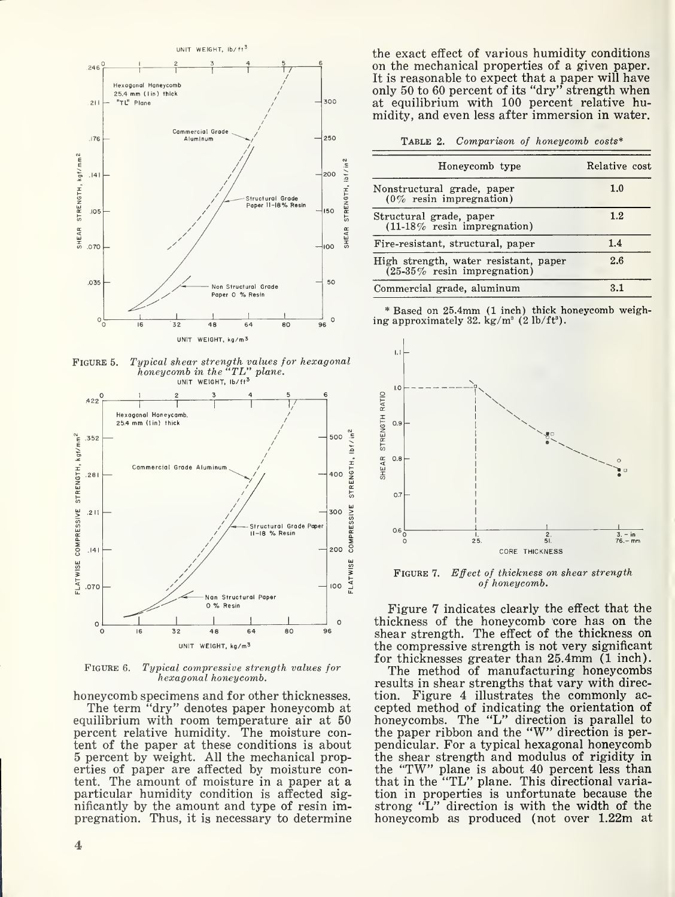FIGURE 5. *Typical shear strength values for hexagonal honeycomb in the "TL" plane.*

FIGURE 6. *Typical compressive strength values for hexagonal honeycomb.*

honeycomb specimens and for other thicknesses.

The term "dry" denotes paper honeycomb at equilibrium with room temperature air at 50 percent relative humidity. The moisture content of the paper at these conditions is about 5 percent by weight. All the mechanical properties of paper are affected by moisture content. The amount of moisture in a paper at a particular humidity condition is affected significantly by the amount and type of resin impregnation. Thus, it is necessary to determine the exact effect of various humidity conditions on the mechanical properties of a given paper. It is reasonable to expect that a paper will have only 50 to 60 percent of its "dry" strength when at equilibrium with 100 percent relative humidity, and even less after immersion in water.

TABLE 2. *Comparison of honeycomb costs**

| Honeycomb type | Relative cost |
|---|---|
| Nonstructural grade, paper (0% resin impregnation) | 1.0 |
| Structural grade, paper (11-18% resin impregnation) | 1.2 |
| Fire-resistant, structural, paper | 1.4 |
| High strength, water resistant, paper (25-35% resin impregnation) | 2.6 |
| Commercial grade, aluminum | 3.1 |

* Based on 25.4mm (1 inch) thick honeycomb weighing approximately 32. kg/m³ (2 lb/ft³).

FIGURE 7. *Effect of thickness on shear strength of honeycomb.*

Figure 7 indicates clearly the effect that the thickness of the honeycomb core has on the shear strength. The effect of the thickness on the compressive strength is not very significant for thicknesses greater than 25.4mm (1 inch).

The method of manufacturing honeycombs results in shear strengths that vary with direction. Figure 4 illustrates the commonly accepted method of indicating the orientation of honeycombs. The "L" direction is parallel to the paper ribbon and the "W" direction is perpendicular. For a typical hexagonal honeycomb the shear strength and modulus of rigidity in the "TW" plane is about 40 percent less than that in the "TL" plane. This directional variation in properties is unfortunate because the strong "L" direction is with the width of the honeycomb as produced (not over 1.22m at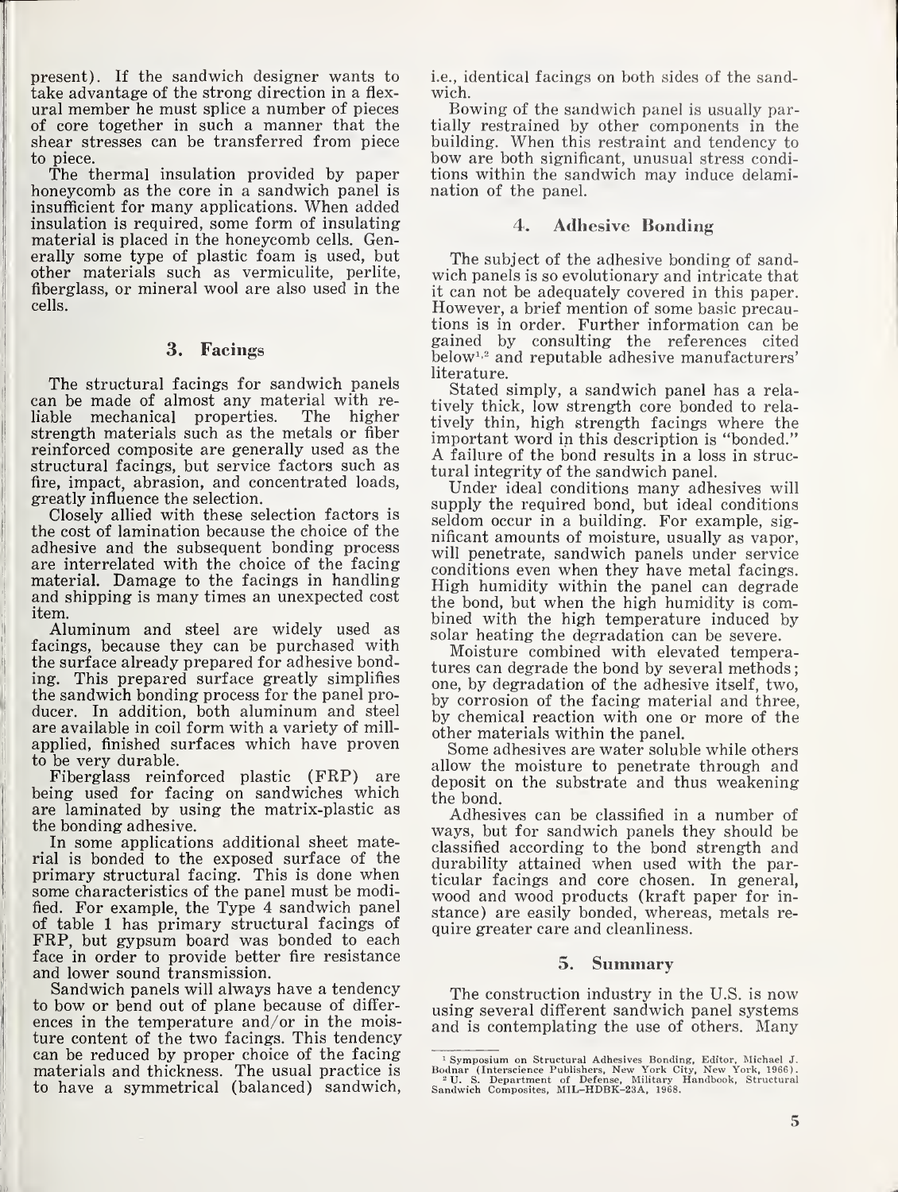present). If the sandwich designer wants to take advantage of the strong direction in a flexural member he must splice a number of pieces of core together in such a manner that the shear stresses can be transferred from piece to piece.

The thermal insulation provided by paper honeycomb as the core in a sandwich panel is insufficient for many applications. When added insulation is required, some form of insulating material is placed in the honeycomb cells. Generally some type of plastic foam is used, but other materials such as vermiculite, perlite, fiberglass, or mineral wool are also used in the cells.

## 3. Facings

The structural facings for sandwich panels can be made of almost any material with reliable mechanical properties. The higher strength materials such as the metals or fiber reinforced composite are generally used as the structural facings, but service factors such as fire, impact, abrasion, and concentrated loads, greatly influence the selection.

Closely allied with these selection factors is the cost of lamination because the choice of the adhesive and the subsequent bonding process are interrelated with the choice of the facing material. Damage to the facings in handling and shipping is many times an unexpected cost item.

Aluminum and steel are widely used as facings, because they can be purchased with the surface already prepared for adhesive bonding. This prepared surface greatly simplifies the sandwich bonding process for the panel producer. In addition, both aluminum and steel are available in coil form with a variety of mill-applied, finished surfaces which have proven to be very durable.

Fiberglass reinforced plastic (FRP) are being used for facing on sandwiches which are laminated by using the matrix-plastic as the bonding adhesive.

In some applications additional sheet material is bonded to the exposed surface of the primary structural facing. This is done when some characteristics of the panel must be modified. For example, the Type 4 sandwich panel of table 1 has primary structural facings of FRP, but gypsum board was bonded to each face in order to provide better fire resistance and lower sound transmission.

Sandwich panels will always have a tendency to bow or bend out of plane because of differences in the temperature and/or in the moisture content of the two facings. This tendency can be reduced by proper choice of the facing materials and thickness. The usual practice is to have a symmetrical (balanced) sandwich, i.e., identical facings on both sides of the sandwich.

Bowing of the sandwich panel is usually partially restrained by other components in the building. When this restraint and tendency to bow are both significant, unusual stress conditions within the sandwich may induce delamination of the panel.

## 4. Adhesive Bonding

The subject of the adhesive bonding of sandwich panels is so evolutionary and intricate that it can not be adequately covered in this paper. However, a brief mention of some basic precautions is in order. Further information can be gained by consulting the references cited below[1,2] and reputable adhesive manufacturers' literature.

Stated simply, a sandwich panel has a relatively thick, low strength core bonded to relatively thin, high strength facings where the important word in this description is "bonded." A failure of the bond results in a loss in structural integrity of the sandwich panel.

Under ideal conditions many adhesives will supply the required bond, but ideal conditions seldom occur in a building. For example, significant amounts of moisture, usually as vapor, will penetrate, sandwich panels under service conditions even when they have metal facings. High humidity within the panel can degrade the bond, but when the high humidity is combined with the high temperature induced by solar heating the degradation can be severe.

Moisture combined with elevated temperatures can degrade the bond by several methods; one, by degradation of the adhesive itself, two, by corrosion of the facing material and three, by chemical reaction with one or more of the other materials within the panel.

Some adhesives are water soluble while others allow the moisture to penetrate through and deposit on the substrate and thus weakening the bond.

Adhesives can be classified in a number of ways, but for sandwich panels they should be classified according to the bond strength and durability attained when used with the particular facings and core chosen. In general, wood and wood products (kraft paper for instance) are easily bonded, whereas, metals require greater care and cleanliness.

## 5. Summary

The construction industry in the U.S. is now using several different sandwich panel systems and is contemplating the use of others. Many

---

[1] Symposium on Structural Adhesives Bonding, Editor, Michael J. Bodnar (Interscience Publishers, New York City, New York, 1966).

[2] U. S. Department of Defense, Military Handbook, Structural Sandwich Composites, MIL-HDBK-23A, 1968.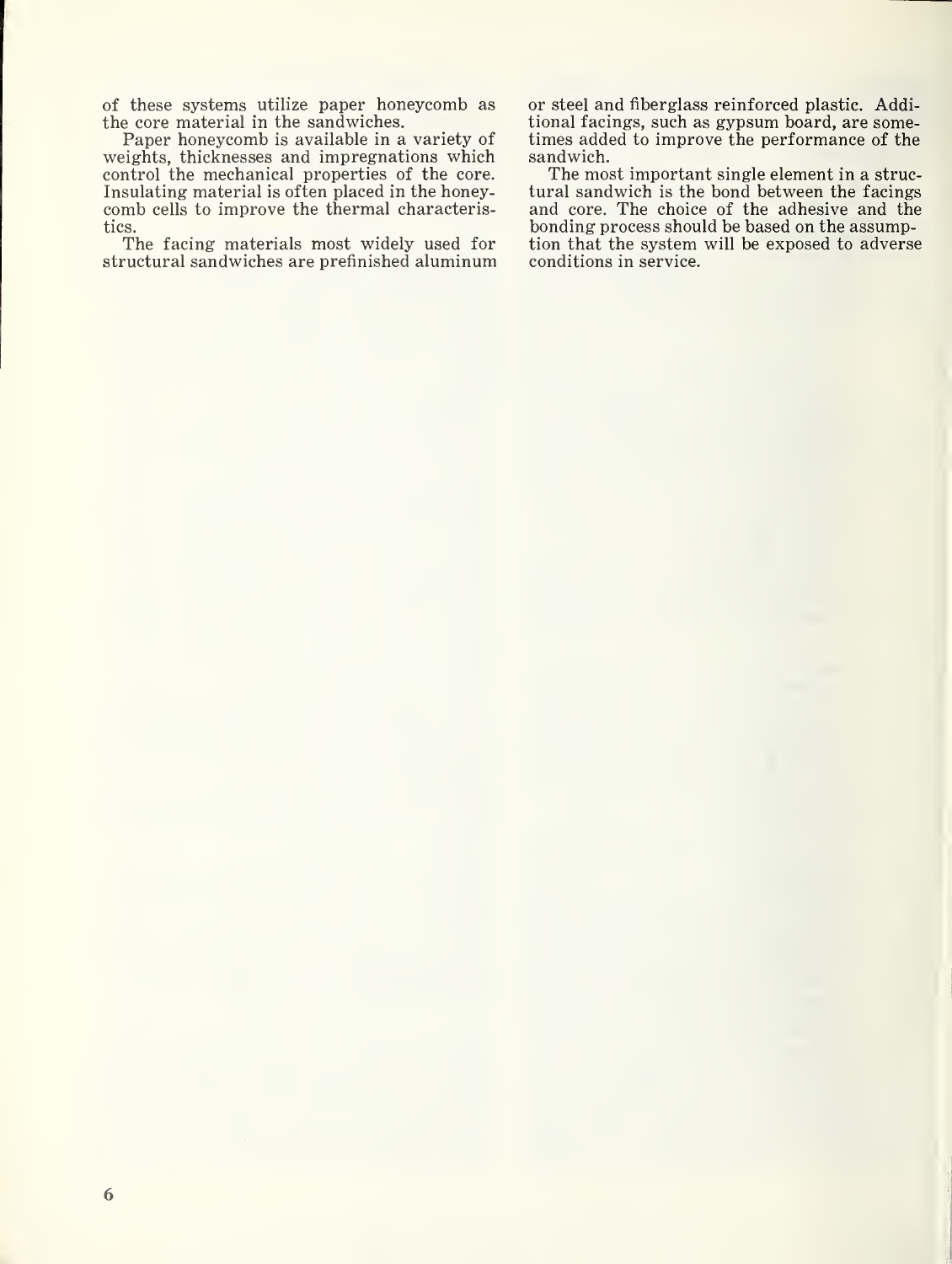of these systems utilize paper honeycomb as the core material in the sandwiches.

Paper honeycomb is available in a variety of weights, thicknesses and impregnations which control the mechanical properties of the core. Insulating material is often placed in the honeycomb cells to improve the thermal characteristics.

The facing materials most widely used for structural sandwiches are prefinished aluminum or steel and fiberglass reinforced plastic. Additional facings, such as gypsum board, are sometimes added to improve the performance of the sandwich.

The most important single element in a structural sandwich is the bond between the facings and core. The choice of the adhesive and the bonding process should be based on the assumption that the system will be exposed to adverse conditions in service.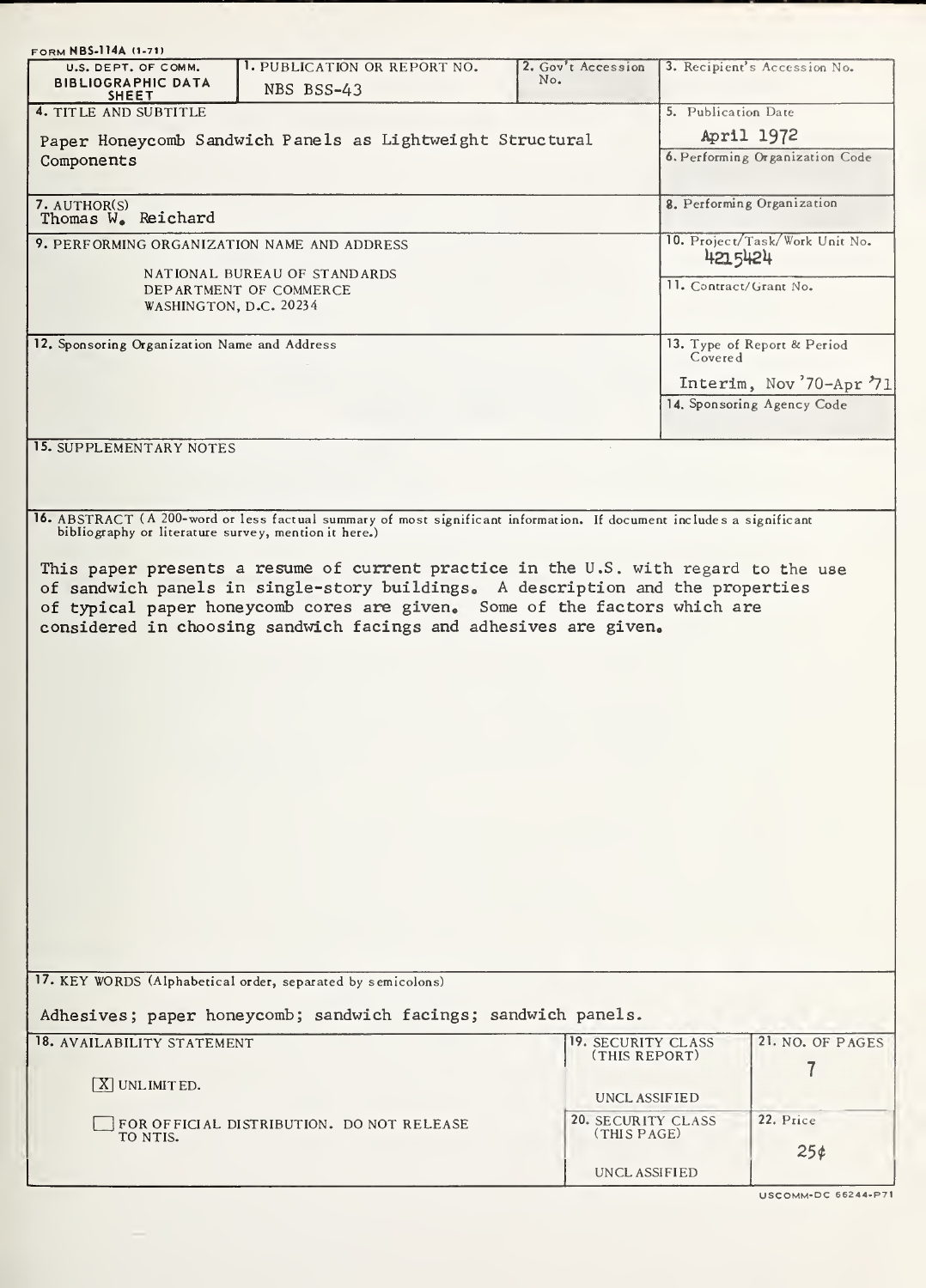FORM NBS-114A (1-71)

| U.S. DEPT. OF COMM. BIBLIOGRAPHIC DATA SHEET | 1. PUBLICATION OR REPORT NO. NBS BSS-43 | 2. Gov't Accession No. | 3. Recipient's Accession No. |
|---|---|---|---|
| 4. TITLE AND SUBTITLE | | | 5. Publication Date |
| Paper Honeycomb Sandwich Panels as Lightweight Structural Components | | | April 1972 |
| | | | 6. Performing Organization Code |
| 7. AUTHOR(S) Thomas W. Reichard | | | 8. Performing Organization |
| 9. PERFORMING ORGANIZATION NAME AND ADDRESS | | | 10. Project/Task/Work Unit No. 4215424 |
| NATIONAL BUREAU OF STANDARDS DEPARTMENT OF COMMERCE WASHINGTON, D.C. 20234 | | | 11. Contract/Grant No. |
| 12. Sponsoring Organization Name and Address | | | 13. Type of Report & Period Covered |
| | | | Interim, Nov '70-Apr '71 |
| | | | 14. Sponsoring Agency Code |

15. SUPPLEMENTARY NOTES

16. ABSTRACT (A 200-word or less factual summary of most significant information. If document includes a significant bibliography or literature survey, mention it here.)

This paper presents a resume of current practice in the U.S. with regard to the use of sandwich panels in single-story buildings. A description and the properties of typical paper honeycomb cores are given. Some of the factors which are considered in choosing sandwich facings and adhesives are given.

17. KEY WORDS (Alphabetical order, separated by semicolons)

Adhesives; paper honeycomb; sandwich facings; sandwich panels.

| 18. AVAILABILITY STATEMENT | 19. SECURITY CLASS (THIS REPORT) | 21. NO. OF PAGES |
|---|---|---|
| [X] UNLIMITED. | UNCLASSIFIED | 7 |
| [ ] FOR OFFICIAL DISTRIBUTION. DO NOT RELEASE TO NTIS. | 20. SECURITY CLASS (THIS PAGE) | 22. Price |
| | UNCLASSIFIED | 25¢ |

USCOMM-DC 66244-P71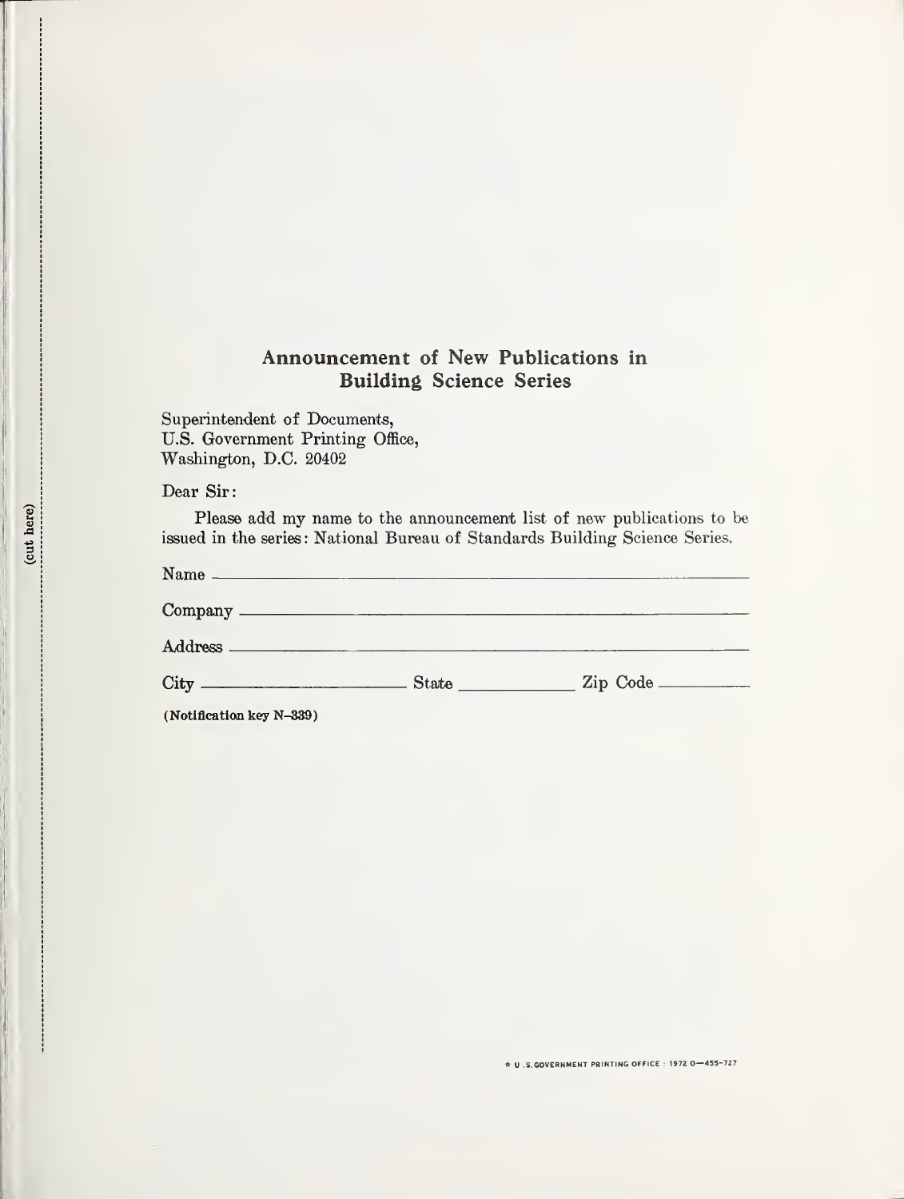(cut here)

## Announcement of New Publications in Building Science Series

Superintendent of Documents,
U.S. Government Printing Office,
Washington, D.C. 20402

Dear Sir:

Please add my name to the announcement list of new publications to be issued in the series: National Bureau of Standards Building Science Series.

Name ______________________________________________

Company ______________________________________________

Address ______________________________________________

City ____________________ State ____________ Zip Code __________

(Notification key N-339)

☆ U.S. GOVERNMENT PRINTING OFFICE : 1972 O—455-727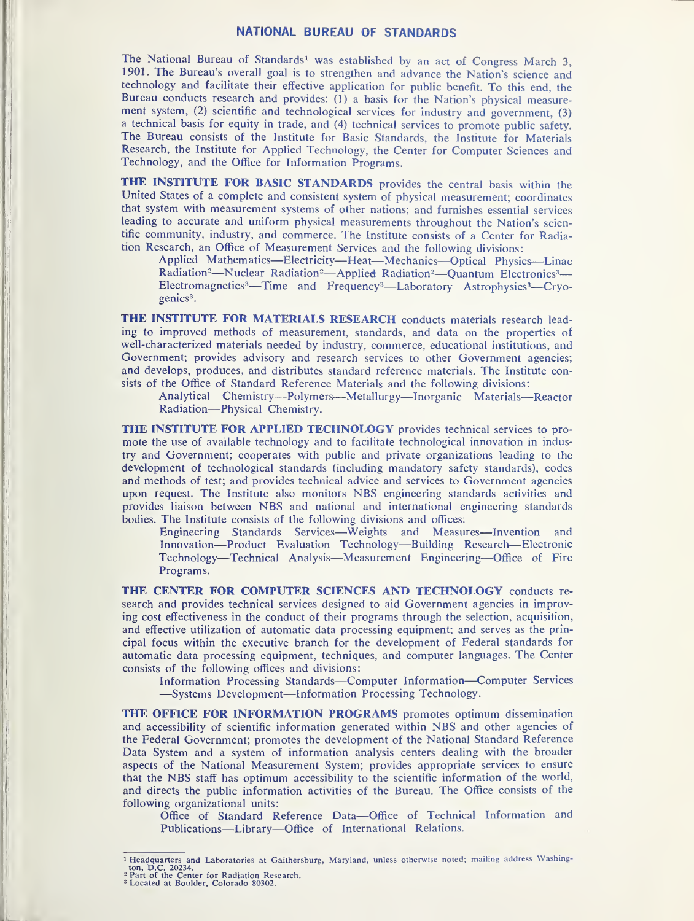# NATIONAL BUREAU OF STANDARDS

The National Bureau of Standards[1] was established by an act of Congress March 3, 1901. The Bureau's overall goal is to strengthen and advance the Nation's science and technology and facilitate their effective application for public benefit. To this end, the Bureau conducts research and provides: (1) a basis for the Nation's physical measurement system, (2) scientific and technological services for industry and government, (3) a technical basis for equity in trade, and (4) technical services to promote public safety. The Bureau consists of the Institute for Basic Standards, the Institute for Materials Research, the Institute for Applied Technology, the Center for Computer Sciences and Technology, and the Office for Information Programs.

**THE INSTITUTE FOR BASIC STANDARDS** provides the central basis within the United States of a complete and consistent system of physical measurement; coordinates that system with measurement systems of other nations; and furnishes essential services leading to accurate and uniform physical measurements throughout the Nation's scientific community, industry, and commerce. The Institute consists of a Center for Radiation Research, an Office of Measurement Services and the following divisions:

> Applied Mathematics—Electricity—Heat—Mechanics—Optical Physics—Linac Radiation[2]—Nuclear Radiation[2]—Applied Radiation[2]—Quantum Electronics[3]—Electromagnetics[3]—Time and Frequency[3]—Laboratory Astrophysics[3]—Cryogenics[3].

**THE INSTITUTE FOR MATERIALS RESEARCH** conducts materials research leading to improved methods of measurement, standards, and data on the properties of well-characterized materials needed by industry, commerce, educational institutions, and Government; provides advisory and research services to other Government agencies; and develops, produces, and distributes standard reference materials. The Institute consists of the Office of Standard Reference Materials and the following divisions:

> Analytical Chemistry—Polymers—Metallurgy—Inorganic Materials—Reactor Radiation—Physical Chemistry.

**THE INSTITUTE FOR APPLIED TECHNOLOGY** provides technical services to promote the use of available technology and to facilitate technological innovation in industry and Government; cooperates with public and private organizations leading to the development of technological standards (including mandatory safety standards), codes and methods of test; and provides technical advice and services to Government agencies upon request. The Institute also monitors NBS engineering standards activities and provides liaison between NBS and national and international engineering standards bodies. The Institute consists of the following divisions and offices:

> Engineering Standards Services—Weights and Measures—Invention and Innovation—Product Evaluation Technology—Building Research—Electronic Technology—Technical Analysis—Measurement Engineering—Office of Fire Programs.

**THE CENTER FOR COMPUTER SCIENCES AND TECHNOLOGY** conducts research and provides technical services designed to aid Government agencies in improving cost effectiveness in the conduct of their programs through the selection, acquisition, and effective utilization of automatic data processing equipment; and serves as the principal focus within the executive branch for the development of Federal standards for automatic data processing equipment, techniques, and computer languages. The Center consists of the following offices and divisions:

> Information Processing Standards—Computer Information—Computer Services—Systems Development—Information Processing Technology.

**THE OFFICE FOR INFORMATION PROGRAMS** promotes optimum dissemination and accessibility of scientific information generated within NBS and other agencies of the Federal Government; promotes the development of the National Standard Reference Data System and a system of information analysis centers dealing with the broader aspects of the National Measurement System; provides appropriate services to ensure that the NBS staff has optimum accessibility to the scientific information of the world, and directs the public information activities of the Bureau. The Office consists of the following organizational units:

> Office of Standard Reference Data—Office of Technical Information and Publications—Library—Office of International Relations.

---

[1] Headquarters and Laboratories at Gaithersburg, Maryland, unless otherwise noted; mailing address Washington, D.C. 20234.
[2] Part of the Center for Radiation Research.
[3] Located at Boulder, Colorado 80302.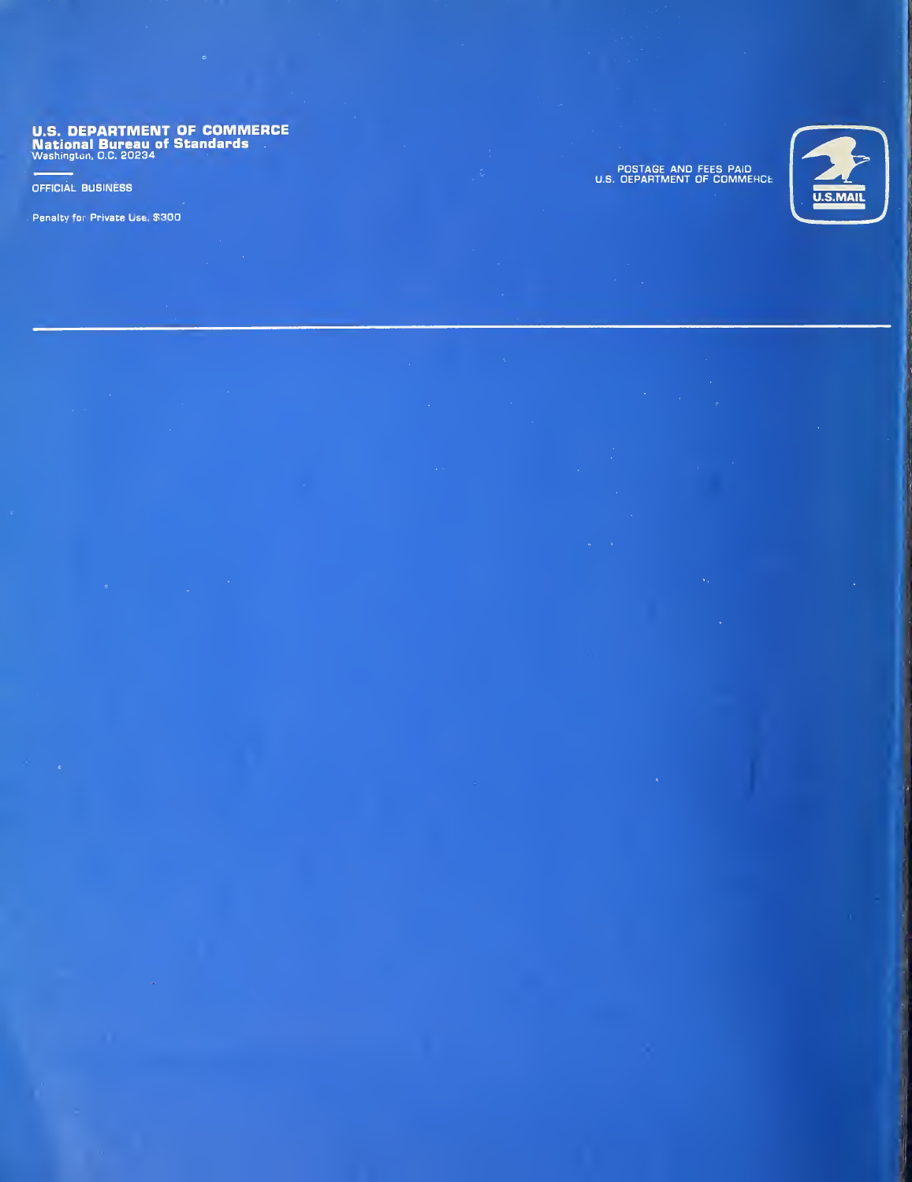**U.S. DEPARTMENT OF COMMERCE**
**National Bureau of Standards**
Washington, D.C. 20234

OFFICIAL BUSINESS

Penalty for Private Use, $300

POSTAGE AND FEES PAID
U.S. DEPARTMENT OF COMMERCE

U.S.MAIL